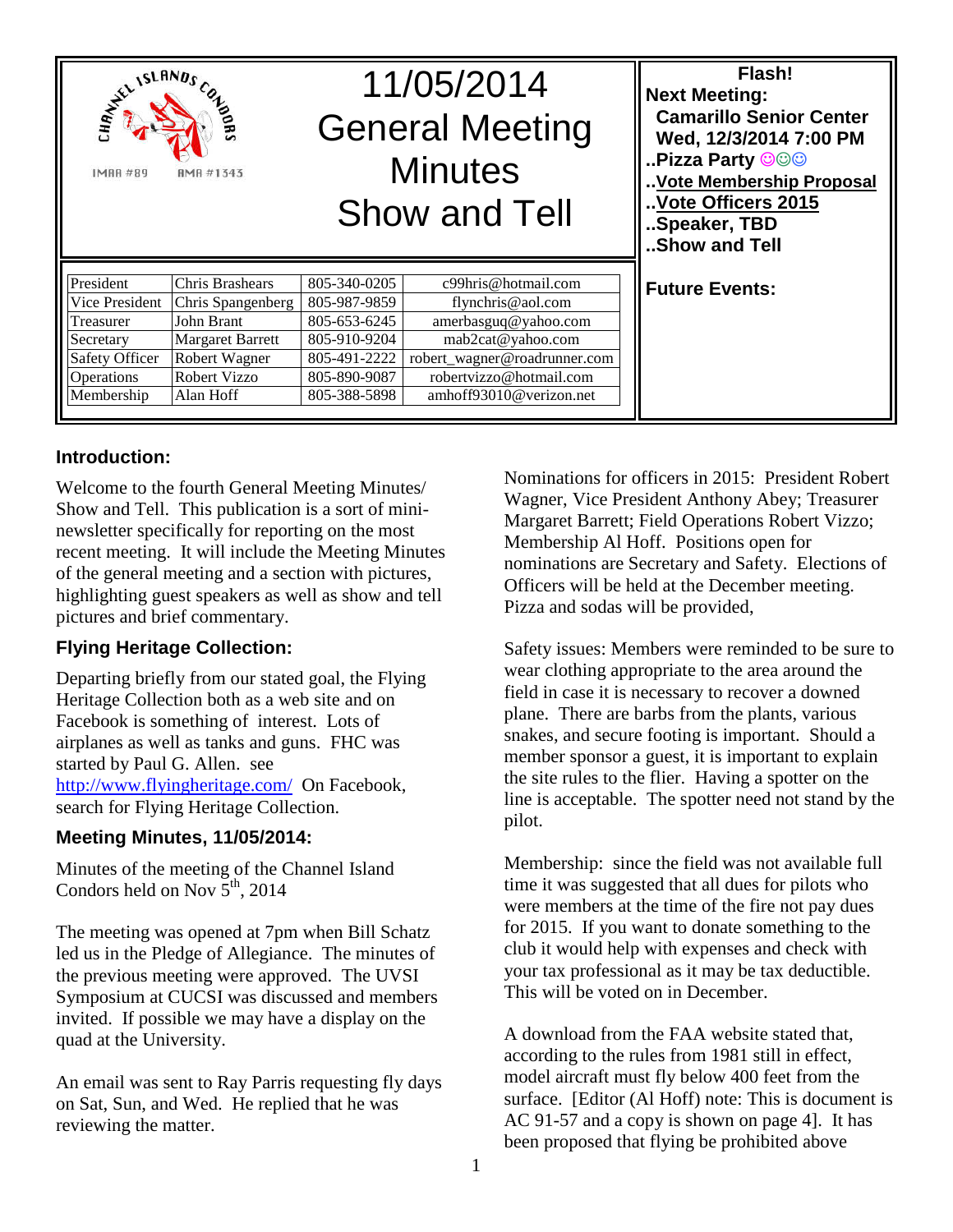CHANNEL ISLANDS CONDORS

IMAA #89 AMA #1343

# 11/05/2014 General Meeting Minutes Show and Tell

**Flash!**

**Next Meeting:**

**Camarillo Senior Center**
**Wed, 12/3/2014 7:00 PM**

**..Pizza Party ☺☺☺**
**..Vote Membership Proposal**
**..Vote Officers 2015**
**..Speaker, TBD**
**..Show and Tell**

**Future Events:**

| | | | |
|---|---|---|---|
| President | Chris Brashears | 805-340-0205 | c99hris@hotmail.com |
| Vice President | Chris Spangenberg | 805-987-9859 | flynchris@aol.com |
| Treasurer | John Brant | 805-653-6245 | amerbasguq@yahoo.com |
| Secretary | Margaret Barrett | 805-910-9204 | mab2cat@yahoo.com |
| Safety Officer | Robert Wagner | 805-491-2222 | robert_wagner@roadrunner.com |
| Operations | Robert Vizzo | 805-890-9087 | robertvizzo@hotmail.com |
| Membership | Alan Hoff | 805-388-5898 | amhoff93010@verizon.net |

## Introduction:

Welcome to the fourth General Meeting Minutes/ Show and Tell. This publication is a sort of mini-newsletter specifically for reporting on the most recent meeting. It will include the Meeting Minutes of the general meeting and a section with pictures, highlighting guest speakers as well as show and tell pictures and brief commentary.

## Flying Heritage Collection:

Departing briefly from our stated goal, the Flying Heritage Collection both as a web site and on Facebook is something of interest. Lots of airplanes as well as tanks and guns. FHC was started by Paul G. Allen. see http://www.flyingheritage.com/ On Facebook, search for Flying Heritage Collection.

## Meeting Minutes, 11/05/2014:

Minutes of the meeting of the Channel Island Condors held on Nov 5th, 2014

The meeting was opened at 7pm when Bill Schatz led us in the Pledge of Allegiance. The minutes of the previous meeting were approved. The UVSI Symposium at CUCSI was discussed and members invited. If possible we may have a display on the quad at the University.

An email was sent to Ray Parris requesting fly days on Sat, Sun, and Wed. He replied that he was reviewing the matter.

Nominations for officers in 2015: President Robert Wagner, Vice President Anthony Abey; Treasurer Margaret Barrett; Field Operations Robert Vizzo; Membership Al Hoff. Positions open for nominations are Secretary and Safety. Elections of Officers will be held at the December meeting. Pizza and sodas will be provided,

Safety issues: Members were reminded to be sure to wear clothing appropriate to the area around the field in case it is necessary to recover a downed plane. There are barbs from the plants, various snakes, and secure footing is important. Should a member sponsor a guest, it is important to explain the site rules to the flier. Having a spotter on the line is acceptable. The spotter need not stand by the pilot.

Membership: since the field was not available full time it was suggested that all dues for pilots who were members at the time of the fire not pay dues for 2015. If you want to donate something to the club it would help with expenses and check with your tax professional as it may be tax deductible. This will be voted on in December.

A download from the FAA website stated that, according to the rules from 1981 still in effect, model aircraft must fly below 400 feet from the surface. [Editor (Al Hoff) note: This is document is AC 91-57 and a copy is shown on page 4]. It has been proposed that flying be prohibited above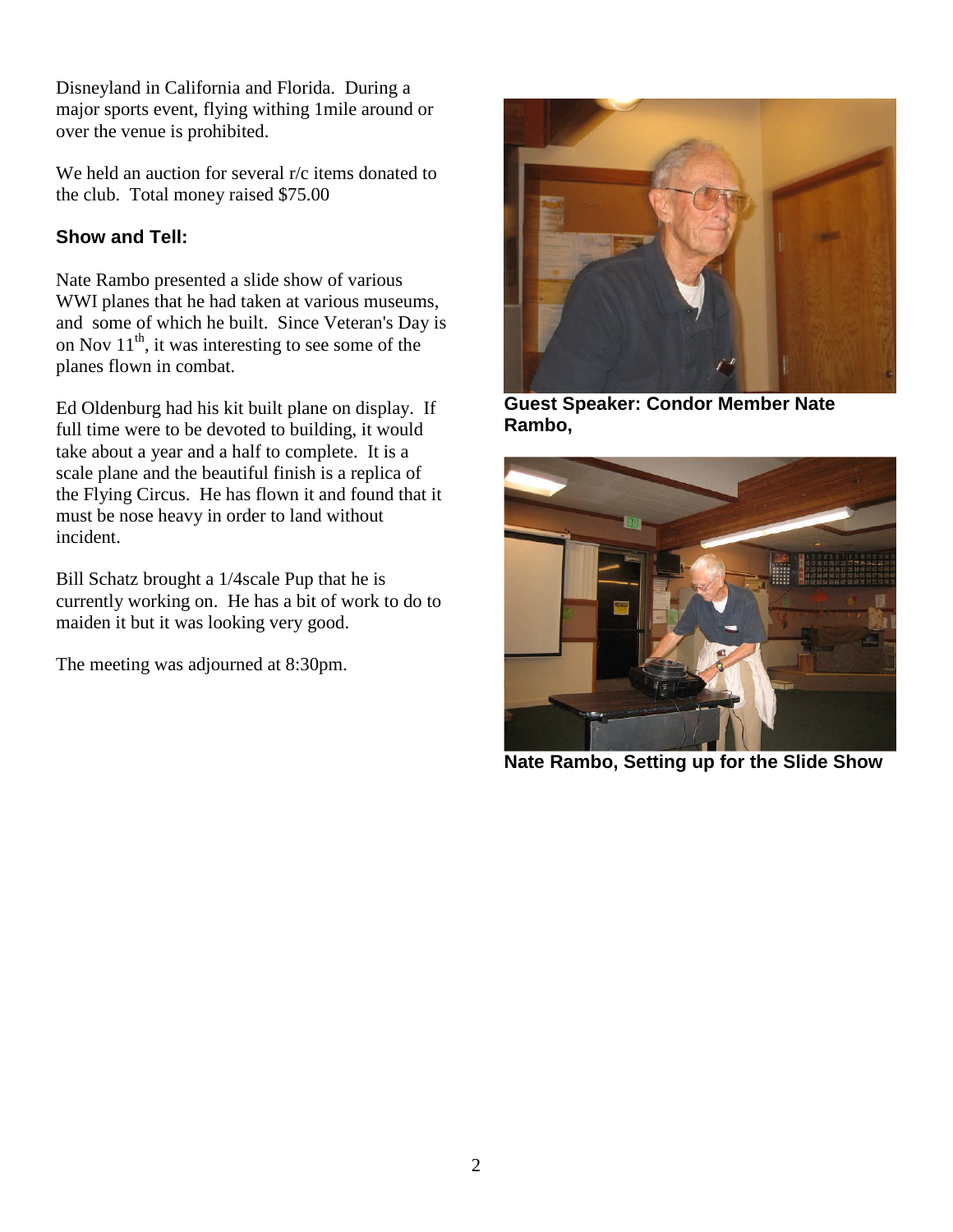Disneyland in California and Florida. During a major sports event, flying withing 1mile around or over the venue is prohibited.

We held an auction for several r/c items donated to the club. Total money raised $75.00

### Show and Tell:

Nate Rambo presented a slide show of various WWI planes that he had taken at various museums, and some of which he built. Since Veteran's Day is on Nov 11th, it was interesting to see some of the planes flown in combat.

Ed Oldenburg had his kit built plane on display. If full time were to be devoted to building, it would take about a year and a half to complete. It is a scale plane and the beautiful finish is a replica of the Flying Circus. He has flown it and found that it must be nose heavy in order to land without incident.

Bill Schatz brought a 1/4scale Pup that he is currently working on. He has a bit of work to do to maiden it but it was looking very good.

The meeting was adjourned at 8:30pm.

**Guest Speaker: Condor Member Nate Rambo,**

**Nate Rambo, Setting up for the Slide Show**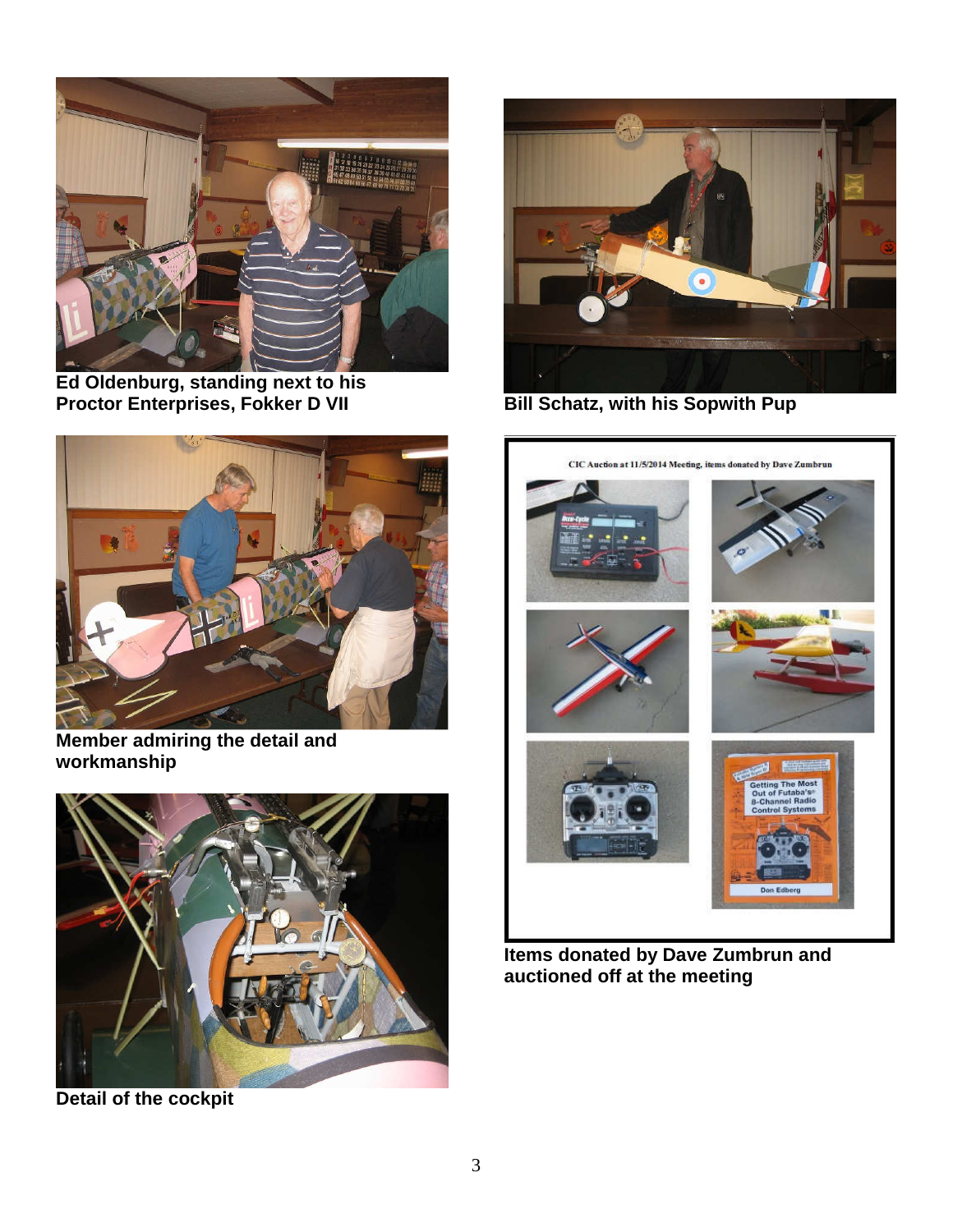Ed Oldenburg, standing next to his Proctor Enterprises, Fokker D VII

Bill Schatz, with his Sopwith Pup

Member admiring the detail and workmanship

CIC Auction at 11/5/2014 Meeting, items donated by Dave Zumbrun

Detail of the cockpit

Items donated by Dave Zumbrun and auctioned off at the meeting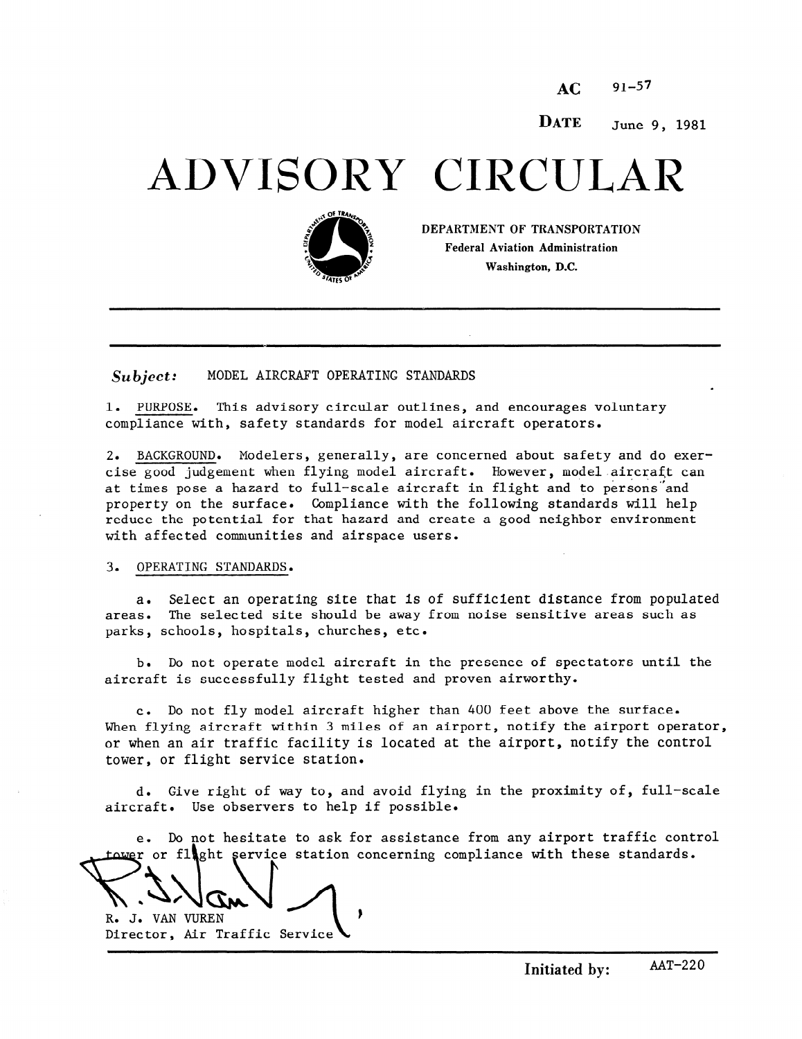AC 91-57

DATE June 9, 1981

# ADVISORY CIRCULAR

DEPARTMENT OF TRANSPORTATION
Federal Aviation Administration
Washington, D.C.

---

*Subject:* MODEL AIRCRAFT OPERATING STANDARDS

1. PURPOSE. This advisory circular outlines, and encourages voluntary compliance with, safety standards for model aircraft operators.

2. BACKGROUND. Modelers, generally, are concerned about safety and do exercise good judgement when flying model aircraft. However, model aircraft can at times pose a hazard to full-scale aircraft in flight and to persons and property on the surface. Compliance with the following standards will help reduce the potential for that hazard and create a good neighbor environment with affected communities and airspace users.

3. OPERATING STANDARDS.

a. Select an operating site that is of sufficient distance from populated areas. The selected site should be away from noise sensitive areas such as parks, schools, hospitals, churches, etc.

b. Do not operate model aircraft in the presence of spectators until the aircraft is successfully flight tested and proven airworthy.

c. Do not fly model aircraft higher than 400 feet above the surface. When flying aircraft within 3 miles of an airport, notify the airport operator, or when an air traffic facility is located at the airport, notify the control tower, or flight service station.

d. Give right of way to, and avoid flying in the proximity of, full-scale aircraft. Use observers to help if possible.

e. Do not hesitate to ask for assistance from any airport traffic control tower or flight service station concerning compliance with these standards.

R. J. VAN VUREN
Director, Air Traffic Service

Initiated by: AAT-220